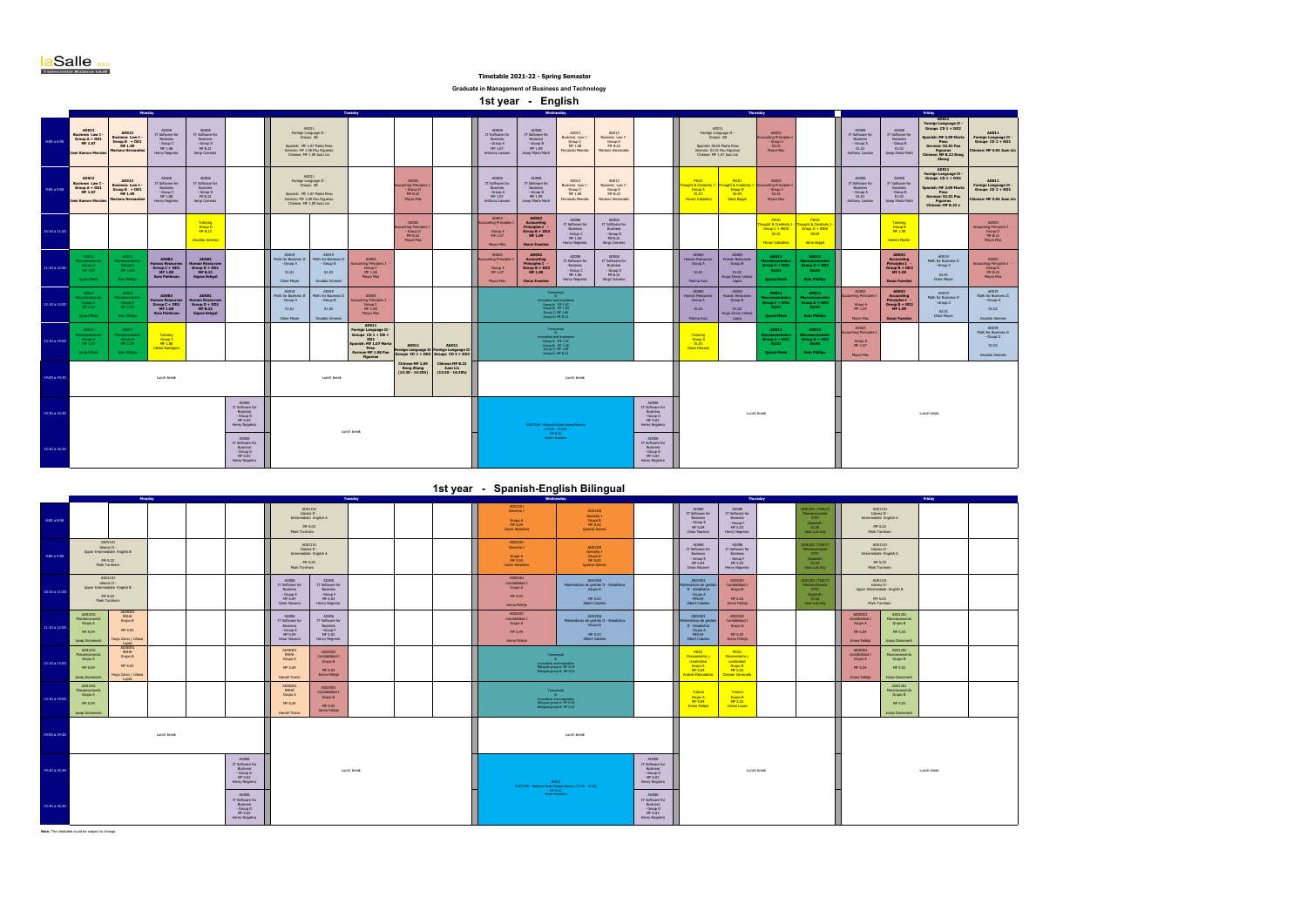# Timetable 2021-22 - Spring Semester

**Graduate in Management of Business and Technology**

## 1st year - English

| Time | Monday | Tuesday | Wednesday | Thursday | Friday |
|---|---|---|---|---|---|
| 8:00 a 8:50 | AD013 Business Law I - Group A + DD1 MF 1.07 Jose Ramon Morales; AD013 Business Law I - Group B + DD1 MF 1.09 Mariano Hernandez; AD008 IT Software for Business - Group C MF 1.08 Henry Negreira; AD008 IT Software for Business - Group D MF 8.22 Sergi Coromas | AD011 Foreign Language II - Groups AB; Spanish: MF 1.07 Marta Pesa; German: MF 1.08 Pau Figueras; Chinese: MF 1.09 Juan Lin | AD008 IT Software for Business - Group A MF 1.07 Anthony Lawson; AD008 IT Software for Business - Group B MF 1.09 Josep Maria Marti; AD013 Business Law I - Group C MF 1.08 Fernando Mendez; AD013 Business Law I - Group D MF 8.22 Mariano Hernandez | AD011 Foreign Language II - Groups AB; Spanish: S0.04 Marta Pesa; German: S1.01 Pau Figueras; Chinese: MF 1.07 Juan Lin; AD003 Accounting Principles I - Group C S2.01 Mayra Mas | AD008 IT Software for Business - Group A S1.01 Anthony Lawson; AD008 IT Software for Business - Group B S1.02 Josep Maria Marti; AD011 Foreign Language II - Groups CD 1 + DD1 Spanish: MF 1.09 Marta Pesa German: 02.01 Pau Figueras Chinese: MF 8.22 Kang Zhang; AD011 Foreign Language II - Groups CD 2 + DD2 Chinese: MF 5.34 Juan Lin |
| 9:00 a 9:50 | AD013 Business Law I - Group A + DD1 MF 1.07 Jose Ramon Morales; AD013 Business Law I - Group B + DD1 MF 1.09 Mariano Hernandez; AD008 IT Software for Business - Group C MF 1.08 Henry Negreira; AD008 IT Software for Business - Group D MF 8.22 Sergi Coromas | AD011 Foreign Language II - Groups AB; Spanish: MF 1.07 Marta Pesa; German: MF 1.08 Pau Figueras; Chinese: MF 1.09 Juan Lin; AD003 Accounting Principles I - Group D MF 8.22 Mayra Mas | AD008 IT Software for Business - Group A MF 1.07 Anthony Lawson; AD008 IT Software for Business - Group B MF 1.09 Josep Maria Marti; AD013 Business Law I - Group C MF 1.08 Fernando Mendez; AD013 Business Law I - Group D MF 8.22 Mariano Hernandez | PIC01 Thought & Creativity I - Group A S1.01 Ferran Caballero; PIC01 Thought & Creativity I - Group B S0.04 Adria Baget; AD003 Accounting Principles I - Group C S2.01 Mayra Mas | AD008 IT Software for Business - Group A S1.01 Anthony Lawson; AD008 IT Software for Business - Group B S1.02 Josep Maria Marti; AD011 Foreign Language II - Groups CD 1 + DD1 Spanish: MF 1.09 Marta Pesa German: 02.01 Pau Figueras Chinese: MF 8.22 Kang Zhang; AD011 Foreign Language II - Groups CD 2 + DD2 Chinese: MF 5.34 Juan Lin |
| 10:30 a 11:20 | Tutoring Group D MF 8.22 Osvaldo Jimenez | AD003 Accounting Principles I - Group D MF 8.22 Mayra Mas | AD003 Accounting Principles I - Group A MF 1.07 Mayra Mas; AD003 Accounting Principles I - Group B + DD2 MF 1.09 Oscar Fuentes; AD008 IT Software for Business - Group C MF 1.08 Henry Negreira; AD008 IT Software for Business - Group D MF 8.22 Sergi Coromas | PIC01 Thought & Creativity I - Group C + DD1 S2.01 Ferran Caballero; PIC01 Thought & Creativity I - Group D + DD2 S0.04 Adria Baget | Tutoring Group B MF 1.09 Helena Martin; AD003 Accounting Principles I - Group D MF 8.22 Mayra Mas |
| 11:30 a 12:20 | AD012 Macroeconomics Group A MF 1.07 Ignasi Miedo; AD012 Macroeconomics Group B MF 1.09 Iván Phillips; AD083 Human Resources Group C + DD1 MF 1.08 Sara Pahlevani; AD083 Human Resources Group D + DD2 MF 8.22 Sapna Balgali | AD019 Math for Business II - Group A S1.01 Oliver Mayer; AD019 Math for Business II - Group B S1.02 Osvaldo Jimenez; AD003 Accounting Principles I - Group C MF 1.08 Mayra Mas | AD003 Accounting Principles I - Group A MF 1.07 Mayra Mas; AD003 Accounting Principles I - Group B + DD2 MF 1.09 Oscar Fuentes; AD008 IT Software for Business - Group C MF 1.08 Henry Negreira; AD008 IT Software for Business - Group D MF 8.22 Sergi Coromas | AD083 Human Resources Group A S1.01 Marina Ruiz; AD083 Human Resources Group B S1.02 Hugo Zárraz / Liliana Lopez; AD012 Macroeconomics Group C + DD1 S2.01 Ignasi Miedo; AD012 Macroeconomics Group D + DD2 S0.04 Iván Phillips | AD003 Accounting Principles I - Group B + DD2 MF 1.09 Oscar Fuentes; AD019 Math for Business II - Group C S2.01 Oliver Mayer; AD003 Accounting Principles I - Group D MF 8.22 Mayra Mas |
| 12:30 a 13:20 | AD012 Macroeconomics Group A MF 1.07 Ignasi Miedo; AD012 Macroeconomics Group B MF 1.09 Iván Phillips; AD083 Human Resources Group C + DD1 MF 1.08 Sara Pahlevani; AD083 Human Resources Group D + DD2 MF 8.22 Sapna Balgali | AD019 Math for Business II - Group A S1.01 Oliver Mayer; AD019 Math for Business II - Group B S1.02 Osvaldo Jimenez; AD003 Accounting Principles I - Group C MF 1.08 Mayra Mas | Transversal A - Innovation and inspiration: Group A: MF 1.07; Group B: MF 1.09; Group C: MF 1.08; Group D: MF 8.22 | AD083 Human Resources Group A S1.01 Marina Ruiz; AD083 Human Resources Group B S1.02 Hugo Zárraz / Liliana Lopez; AD012 Macroeconomics Group C + DD1 S2.01 Ignasi Miedo; AD012 Macroeconomics Group D + DD2 S0.04 Iván Phillips | AD003 Accounting Principles I - Group A MF 1.07 Mayra Mas; AD003 Accounting Principles I - Group B + DD2 MF 1.09 Oscar Fuentes; AD019 Math for Business II - Group C S2.01 Oliver Mayer; AD019 Math for Business II - Group D S0.02 Osvaldo Jimenez |
| 13:30 a 14:00 | AD012 Macroeconomics Group A MF 1.07 Ignasi Miedo; AD012 Macroeconomics Group B MF 1.09 Iván Phillips; Tutoring Group C MF 1.08 Liliana Rodriguez | AD011 Foreign Language II - Groups CD 1 + DD1 + DD2 Spanish: MF 1.07 Marta Pesa German: MF 1.08 Pau Figueras; AD011 Foreign Language II Groups CD 1 + DD1; AD011 Foreign Language II Groups CD 2 + DD2; Chinese MF 1.09 Kang Zhang (13:30 - 14:20); Chinese MF 8.22 Juan Lin (13:30 - 14:20) | Transversal A - Innovation and inspiration: Group A: MF 1.07; Group B: MF 1.09; Group C: MF 1.08; Group D: MF 8.22 | Tutoring Group A S1.01 Oliver Mayer; AD012 Macroeconomics Group C + DD1 S2.01 Ignasi Miedo; AD012 Macroeconomics Group D + DD2 S0.04 Iván Phillips | AD003 Accounting Principles I - Group A MF 1.07 Mayra Mas; AD019 Math for Business II - Group D S0.02 Osvaldo Jimenez |
| 14:00 a 14:30 | Lunch break | Lunch break | Lunch break | | |
| 14:30 a 15:20 | AD008 IT Software for Business - Group D MF 8.22 Henry Negreira | Lunch break | ELECTIVE - National Model United Nations (14:30 - 16:20) MF 8.21 Oriol Hosalen; AD008 IT Software for Business - Group D MF 8.22 Henry Negreira | Lunch break | Lunch break |
| 15:30 a 16:30 | AD008 IT Software for Business - Group D MF 8.22 Henry Negreira | | AD008 IT Software for Business - Group D MF 8.22 Henry Negreira | | |

## 1st year - Spanish-English Bilingual

| Time | Monday | Tuesday | Wednesday | Thursday | Friday |
|---|---|---|---|---|---|
| 8:00 a 8:50 | | AD01101 Idioma II - Intermediate English A MF 5.03 Mark Turnham | AD01301 Derecho I Grupo A MF 5.04 Josep Alcaidana; AD01301 Derecho I Grupo B MF 5.03 Ignacio Gomez | AD008 IT Software for Business - Group E MF 5.04 Oscar Navarro; AD008 IT Software for Business - Group F MF 5.03 Henry Negreira; AD01201 (TGECT) Macroeconomía GTECT (Spanish) S1.02 Jose Luis Eloy | AD01101 Idioma II - Intermediate English A MF 5.03 Mark Turnham |
| 9:00 a 9:50 | AD01101 Idioma II - Upper Intermediate English B MF 5.03 Mark Turnham | AD01101 Idioma II - Intermediate English A MF 5.03 Mark Turnham | AD01301 Derecho I Grupo A MF 5.04 Josep Alcaidana; AD01301 Derecho I Grupo B MF 5.03 Ignacio Gomez | AD008 IT Software for Business - Group E MF 5.04 Oscar Navarro; AD008 IT Software for Business - Group F MF 5.03 Henry Negreira; AD01201 (TGECT) Macroeconomía GTECT (Spanish) S1.02 Jose Luis Eloy | AD01101 Idioma II - Intermediate English A MF 5.03 Mark Turnham |
| 10:30 a 11:20 | AD01101 Idioma II - Upper Intermediate English B MF 5.03 Mark Turnham | AD008 IT Software for Business - Group E MF 5.04 Oscar Navarro; AD008 IT Software for Business - Group F MF 5.03 Henry Negreira | AD00301 Contabilidad I Grupo A MF 5.04 Sonia Pallejà; AD01901 Matemáticas de gestión II - Estadística Grupo B MF 5.03 Albert Cubeles | AD01901 Matemáticas de gestión II - Estadística Grupo A MF 5.04 Albert Cubeles; AD00301 Contabilidad I Grupo B MF 5.03 Sonia Pallejà; AD01201 (TGECT) Macroeconomía GTECT (Spanish) S1.02 Jose Luis Eloy | AD01101 Idioma II - Upper Intermediate English B MF 5.03 Mark Turnham |
| 11:30 a 12:20 | AD01201 Macroeconomía Grupo A MF 5.04 Josep Domenech; AD08301 RRHH Grupo B MF 5.03 Hugo Zárraz / Liliana Lopez | AD008 IT Software for Business - Group E MF 5.04 Oscar Navarro; AD008 IT Software for Business - Group F MF 5.03 Henry Negreira | AD00301 Contabilidad I Grupo A MF 5.04 Sonia Pallejà; AD01901 Matemáticas de gestión II - Estadística Grupo B MF 5.03 Albert Cubeles | AD01901 Matemáticas de gestión II - Estadística Grupo A MF 5.04 Albert Cubeles; AD00301 Contabilidad I Grupo B MF 5.03 Sonia Pallejà | AD00301 Contabilidad I Grupo A MF 5.04 Sonia Pallejà; AD01201 Macroeconomía Grupo B MF 5.03 Josep Domenech |
| 12:30 a 13:20 | AD01201 Macroeconomía Grupo A MF 5.04 Josep Domenech; AD08301 RRHH Grupo B MF 5.03 Hugo Zárraz / Liliana Lopez | AD08301 RRHH Grupo A MF 5.04 Harold Toano; AD00301 Contabilidad I Grupo B MF 5.03 Sonia Pallejà | Transversal A - Innovation and inspiration: Bilingual group A: MF 5.04; Bilingual group B: MF 5.03 | PIC01 Pensamiento y creatividad Grupo A MF 5.04 Andrés Fabuladevo; PIC01 Pensamiento y creatividad Grupo B MF 5.03 Damián Genovés | AD00301 Contabilidad I Grupo A MF 5.04 Sonia Pallejà; AD01201 Macroeconomía Grupo B MF 5.03 Josep Domenech |
| 13:30 a 14:00 | AD01201 Macroeconomía Grupo A MF 5.04 Josep Domenech | AD08301 RRHH Grupo A MF 5.04 Harold Toano; AD00301 Contabilidad I Grupo B MF 5.03 Sonia Pallejà | Transversal A - Innovation and inspiration: Bilingual group A: MF 5.04; Bilingual group B: MF 5.03 | Tutoría Grupo A MF 5.04 Sonia Pallejà; Tutoría Grupo B MF 5.03 Liliana Lopez | AD01201 Macroeconomía Grupo B MF 5.03 Josep Domenech |
| 14:00 a 14:30 | Lunch break | | Lunch break | | |
| 14:30 a 15:20 | AD008 IT Software for Business - Group G MF 5.03 Henry Negreira | Lunch break | ELECTIVE - National Model United Nations (14:30 - 16:20) MF 8.21 Oriol Hosalen; AD008 IT Software for Business - Group G MF 5.03 Henry Negreira | Lunch break | Lunch break |
| 15:30 a 16:30 | AD008 IT Software for Business - Group G MF 5.03 Henry Negreira | | AD008 IT Software for Business - Group G MF 5.03 Henry Negreira | | |

**Note:** The timetable could be subject to change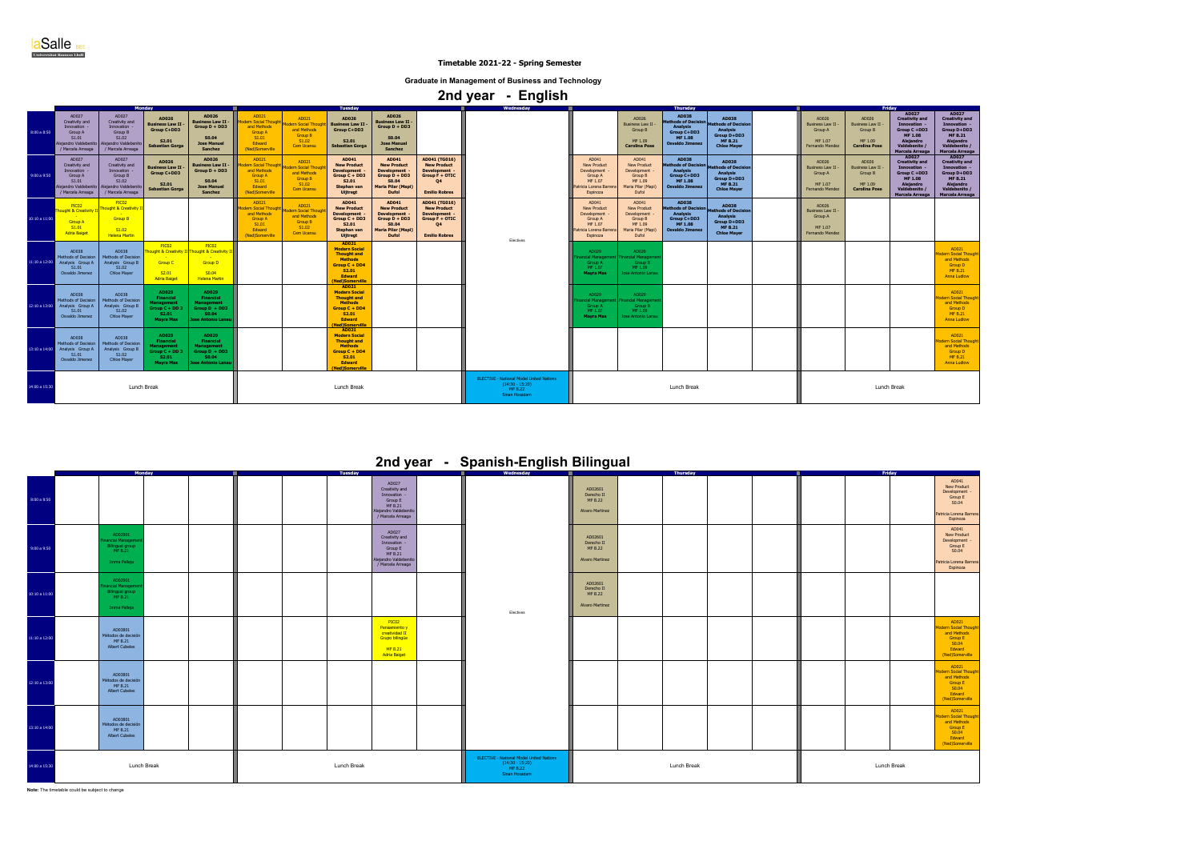**Timetable 2021-22 - Spring Semester**

**Graduate in Management of Business and Technology**

# 2nd year - English

| | Monday | | | | Tuesday | | | | | Wednesday | Thursday | | | | | Friday | | | |
|---|---|---|---|---|---|---|---|---|---|---|---|---|---|---|---|---|---|---|---|
| 8:00 a 8:50 | AD027 Creativity and Innovation - Group A S1.01 Alejandro Valdebenito / Marcela Arreaga | AD027 Creativity and Innovation - Group B S1.02 Alejandro Valdebenito / Marcela Arreaga | AD026 Business Law II - Group C+DD3 S2.01 Sebastian Gorga | AD026 Business Law II - Group D + DD3 S0.04 Jose Manuel Sanchez | AD021 Modern Social Thought and Methods Group A S1.01 Edward (Ned)Somerville | AD021 Modern Social Thought and Methods Group B S1.02 Cem Ucansu | AD026 Business Law II - Group C+DD3 S2.01 Sebastian Gorga | AD026 Business Law II - Group D + DD3 S0.04 Jose Manuel Sanchez | | Electives | | AD026 Business Law II - Group B MF 1.09 Carolina Pose | AD038 Methods of Decision Analysis Group C+DD3 MF 1.08 Osvaldo Jimenez | AD038 Methods of Decision Analysis Group D+DD3 MF B.21 Chloe Mayer | | AD026 Business Law II - Group A MF 1.07 Fernando Mendez | AD026 Business Law II - Group B MF 1.09 Carolina Pose | AD027 Creativity and Innovation - Group C +DD3 MF 1.08 Alejandro Valdebenito / Marcela Arreaga | AD027 Creativity and Innovation - Group D+DD3 MF B.21 Alejandro Valdebenito / Marcela Arreaga |
| 9:00 a 9:50 | AD027 Creativity and Innovation - Group A S1.01 Alejandro Valdebenito / Marcela Arreaga | AD027 Creativity and Innovation - Group B S1.02 Alejandro Valdebenito / Marcela Arreaga | AD026 Business Law II - Group C+DD3 S2.01 Sebastian Gorga | AD026 Business Law II - Group D + DD3 S0.04 Jose Manuel Sanchez | AD021 Modern Social Thought and Methods Group A S1.01 Edward (Ned)Somerville | AD021 Modern Social Thought and Methods Group B S1.02 Cem Ucansu | AD041 New Product Development - Group C + DD3 S2.01 Stephan van Uijtregt | AD041 New Product Development - Group D + DD3 S0.04 Maria Pilar (Mapi) Dufol | AD041 (TG016) New Product Development - Group F + DTIC Q4 Emilio Robres | | AD041 New Product Development - Group A MF 1.07 Patricia Lorena Barrera Espinoza | AD041 New Product Development - Group B MF 1.09 Maria Pilar (Mapi) Dufol | AD038 Methods of Decision Analysis Group C+DD3 MF 1.08 Osvaldo Jimenez | AD038 Methods of Decision Analysis Group D+DD3 MF B.21 Chloe Mayer | | AD026 Business Law II - Group A MF 1.07 Fernando Mendez | AD026 Business Law II - Group B MF 1.09 Carolina Pose | AD027 Creativity and Innovation - Group C +DD3 MF 1.08 Alejandro Valdebenito / Marcela Arreaga | AD027 Creativity and Innovation - Group D+DD3 MF B.21 Alejandro Valdebenito / Marcela Arreaga |
| 10:10 a 11:00 | PIC02 Thought & Creativity II - Group A S1.01 Adria Baiget | PIC02 Thought & Creativity II - Group B S1.02 Helena Martin | | | AD021 Modern Social Thought and Methods Group A S1.01 Edward (Ned)Somerville | AD021 Modern Social Thought and Methods Group B S1.02 Cem Ucansu | AD041 New Product Development - Group C + DD3 S2.01 Stephan van Uijtregt | AD041 New Product Development - Group D + DD3 S0.04 Maria Pilar (Mapi) Dufol | AD041 (TG016) New Product Development - Group F + DTIC Q4 Emilio Robres | | AD041 New Product Development - Group A MF 1.07 Patricia Lorena Barrera Espinoza | AD041 New Product Development - Group B MF 1.09 Maria Pilar (Mapi) Dufol | AD038 Methods of Decision Analysis Group C+DD3 MF 1.08 Osvaldo Jimenez | AD038 Methods of Decision Analysis Group D+DD3 MF B.21 Chloe Mayer | | AD026 Business Law II - Group A MF 1.07 Fernando Mendez | | | |
| 11:10 a 12:00 | AD038 Methods of Decision Analysis Group A S1.01 Osvaldo Jimenez | AD038 Methods of Decision Analysis Group B S1.02 Chloe Mayer | PIC02 Thought & Creativity II - Group C S2.01 Adria Baiget | PIC02 Thought & Creativity II - Group D S0.04 Helena Martin | | | AD021 Modern Social Thought and Methods Group C + DD4 S2.01 Edward (Ned)Somerville | | | | AD029 Financial Management Group A MF 1.07 Mayra Mas | AD029 Financial Management Group B MF 1.09 Jose Antonio Lanau | | | | | | | AD021 Modern Social Thought and Methods Group D MF B.21 Anna Ludlow |
| 12:10 a 13:00 | AD038 Methods of Decision Analysis Group A S1.01 Osvaldo Jimenez | AD038 Methods of Decision Analysis Group B S1.02 Chloe Mayer | AD029 Financial Management Group C + DD 3 S2.01 Mayra Mas | AD029 Financial Management Group D + DD3 S0.04 Jose Antonio Lanau | | | AD021 Modern Social Thought and Methods Group C + DD4 S2.01 Edward (Ned)Somerville | | | | AD029 Financial Management Group A MF 1.07 Mayra Mas | AD029 Financial Management Group B MF 1.09 Jose Antonio Lanau | | | | | | | AD021 Modern Social Thought and Methods Group D MF B.21 Anna Ludlow |
| 13:10 a 14:00 | AD038 Methods of Decision Analysis Group A S1.01 Osvaldo Jimenez | AD038 Methods of Decision Analysis Group B S1.02 Chloe Mayer | AD029 Financial Management Group C + DD 3 S2.01 Mayra Mas | AD029 Financial Management Group D + DD3 S0.04 Jose Antonio Lanau | | | AD021 Modern Social Thought and Methods Group C + DD4 S2.01 Edward (Ned)Somerville | | | | | | | | | | | | AD021 Modern Social Thought and Methods Group D MF B.21 Anna Ludlow |
| 14:00 a 15:30 | Lunch Break | | | | Lunch Break | | | | | ELECTIVE - National Model United Nations (14:30 - 15:20) MF B.22 Siran Hovadam | Lunch Break | | | | | Lunch Break | | | |

# 2nd year - Spanish-English Bilingual

| | Monday | | | | Tuesday | | | | | Wednesday | Thursday | | | | | Friday | | | |
|---|---|---|---|---|---|---|---|---|---|---|---|---|---|---|---|---|---|---|---|
| 8:00 a 8:50 | | | | | | | | AD027 Creativity and Innovation - Group E MF B.21 Alejandro Valdebenito / Marcela Arreaga | | Electives | AD02601 Derecho II MF B.22 Alvaro Martinez | | | | | | | | AD041 New Product Development - Group E S0.04 Patricia Lorena Barrera Espinoza |
| 9:00 a 9:50 | | AD02901 Financial Management Bilingual group MF B.21 Immo Pallejà | | | | | | AD027 Creativity and Innovation - Group E MF B.21 Alejandro Valdebenito / Marcela Arreaga | | | AD02601 Derecho II MF B.22 Alvaro Martinez | | | | | | | | AD041 New Product Development - Group E S0.04 Patricia Lorena Barrera Espinoza |
| 10:10 a 11:00 | | AD02901 Financial Management Bilingual group MF B.21 Immo Pallejà | | | | | | | | | AD02601 Derecho II MF B.22 Alvaro Martinez | | | | | | | | |
| 11:10 a 12:00 | | AD03801 Métodos de decisión MF B.21 Albert Cubeles | | | | | | PIC02 Pensamiento y creatividad II Grupo bilingüe MF B.21 Adria Baiget | | | | | | | | | | | AD021 Modern Social Thought and Methods Group E S0.04 Edward (Ned)Somerville |
| 12:10 a 13:00 | | AD03801 Métodos de decisión MF B.21 Albert Cubeles | | | | | | | | | | | | | | | | | AD021 Modern Social Thought and Methods Group E S0.04 Edward (Ned)Somerville |
| 13:10 a 14:00 | | AD03801 Métodos de decisión MF B.21 Albert Cubeles | | | | | | | | | | | | | | | | | AD021 Modern Social Thought and Methods Group E S0.04 Edward (Ned)Somerville |
| 14:00 a 15:30 | Lunch Break | | | | Lunch Break | | | | | ELECTIVE - National Model United Nations (14:30 - 15:20) MF B.22 Siran Hovadam | Lunch Break | | | | | Lunch Break | | | |

**Note:** The timetable could be subject to change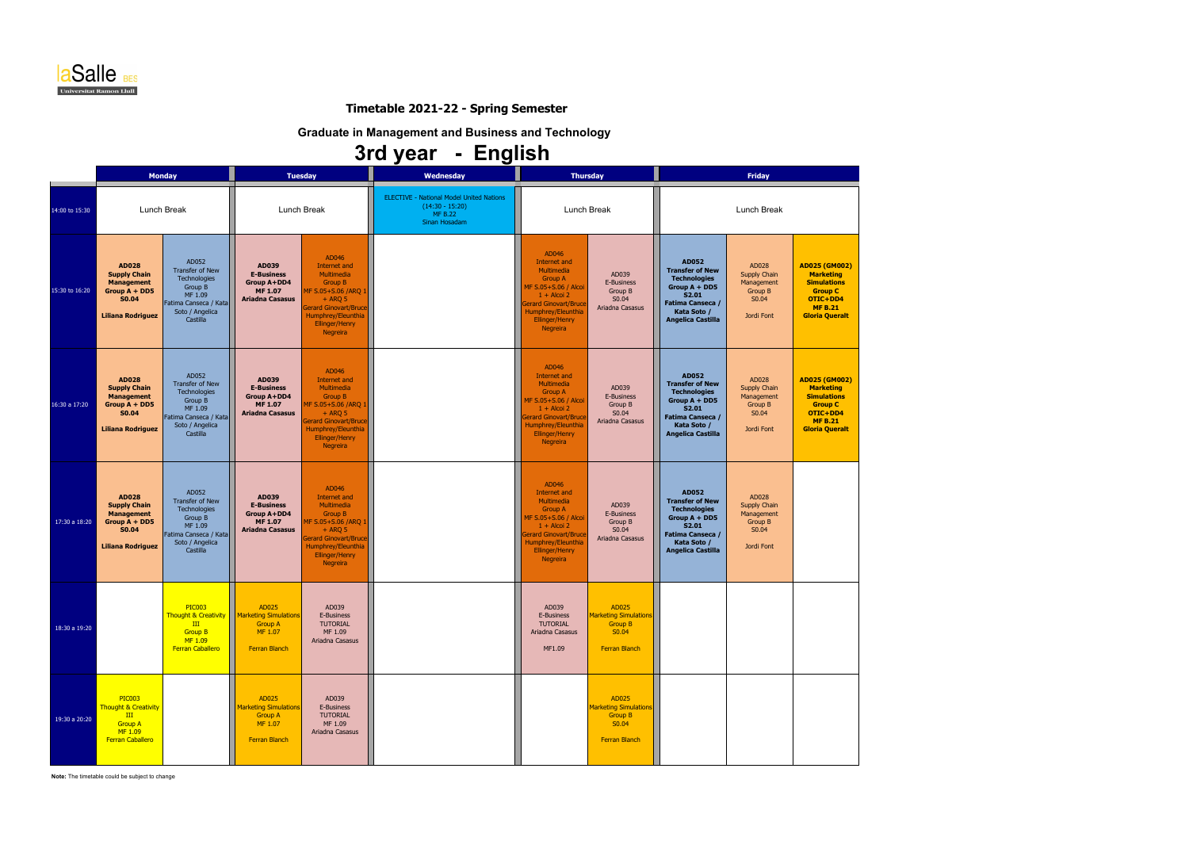### Timetable 2021-22 - Spring Semester

### Graduate in Management and Business and Technology

# 3rd year - English

| | Monday | | Tuesday | | Wednesday | Thursday | | Friday | | |
|---|---|---|---|---|---|---|---|---|---|---|
| 14:00 to 15:30 | Lunch Break | | Lunch Break | | ELECTIVE - National Model United Nations (14:30 - 15:20) MF B.22 Sinan Hosadam | Lunch Break | | Lunch Break | | |
| 15:30 to 16:20 | **AD028 Supply Chain Management Group A + DD5 S0.04 Liliana Rodriguez** | AD052 Transfer of New Technologies Group B MF 1.09 Fatima Canseca / Kata Soto / Angelica Castilla | **AD039 E-Business Group A+DD4 MF 1.07 Ariadna Casasus** | AD046 Internet and Multimedia Group B MF S.05+S.06 /ARQ 1 + ARQ 5 Gerard Ginovart/Bruce Humphrey/Eleunthia Ellinger/Henry Negreira | | AD046 Internet and Multimedia Group A MF S.05+S.06 / Alcoi 1 + Alcoi 2 Gerard Ginovart/Bruce Humphrey/Eleunthia Ellinger/Henry Negreira | AD039 E-Business Group B S0.04 Ariadna Casasus | **AD052 Transfer of New Technologies Group A + DD5 S2.01 Fatima Canseca / Kata Soto / Angelica Castilla** | AD028 Supply Chain Management Group B S0.04 Jordi Font | **AD025 (GM002) Marketing Simulations Group C OTIC+DD4 MF B.21 Gloria Queralt** |
| 16:30 a 17:20 | **AD028 Supply Chain Management Group A + DD5 S0.04 Liliana Rodriguez** | AD052 Transfer of New Technologies Group B MF 1.09 Fatima Canseca / Kata Soto / Angelica Castilla | **AD039 E-Business Group A+DD4 MF 1.07 Ariadna Casasus** | AD046 Internet and Multimedia Group B MF S.05+S.06 /ARQ 1 + ARQ 5 Gerard Ginovart/Bruce Humphrey/Eleunthia Ellinger/Henry Negreira | | AD046 Internet and Multimedia Group A MF S.05+S.06 / Alcoi 1 + Alcoi 2 Gerard Ginovart/Bruce Humphrey/Eleunthia Ellinger/Henry Negreira | AD039 E-Business Group B S0.04 Ariadna Casasus | **AD052 Transfer of New Technologies Group A + DD5 S2.01 Fatima Canseca / Kata Soto / Angelica Castilla** | AD028 Supply Chain Management Group B S0.04 Jordi Font | **AD025 (GM002) Marketing Simulations Group C OTIC+DD4 MF B.21 Gloria Queralt** |
| 17:30 a 18:20 | **AD028 Supply Chain Management Group A + DD5 S0.04 Liliana Rodriguez** | AD052 Transfer of New Technologies Group B MF 1.09 Fatima Canseca / Kata Soto / Angelica Castilla | **AD039 E-Business Group A+DD4 MF 1.07 Ariadna Casasus** | AD046 Internet and Multimedia Group B MF S.05+S.06 /ARQ 1 + ARQ 5 Gerard Ginovart/Bruce Humphrey/Eleunthia Ellinger/Henry Negreira | | AD046 Internet and Multimedia Group A MF S.05+S.06 / Alcoi 1 + Alcoi 2 Gerard Ginovart/Bruce Humphrey/Eleunthia Ellinger/Henry Negreira | AD039 E-Business Group B S0.04 Ariadna Casasus | **AD052 Transfer of New Technologies Group A + DD5 S2.01 Fatima Canseca / Kata Soto / Angelica Castilla** | AD028 Supply Chain Management Group B S0.04 Jordi Font | |
| 18:30 a 19:20 | | PIC003 Thought & Creativity III Group B MF 1.09 Ferran Caballero | AD025 Marketing Simulations Group A MF 1.07 Ferran Blanch | AD039 E-Business TUTORIAL MF 1.09 Ariadna Casasus | | AD039 E-Business TUTORIAL Ariadna Casasus MF1.09 | AD025 Marketing Simulations Group B S0.04 Ferran Blanch | | | |
| 19:30 a 20:20 | PIC003 Thought & Creativity III Group A MF 1.09 Ferran Caballero | | AD025 Marketing Simulations Group A MF 1.07 Ferran Blanch | AD039 E-Business TUTORIAL MF 1.09 Ariadna Casasus | | | AD025 Marketing Simulations Group B S0.04 Ferran Blanch | | | |

**Note:** The timetable could be subject to change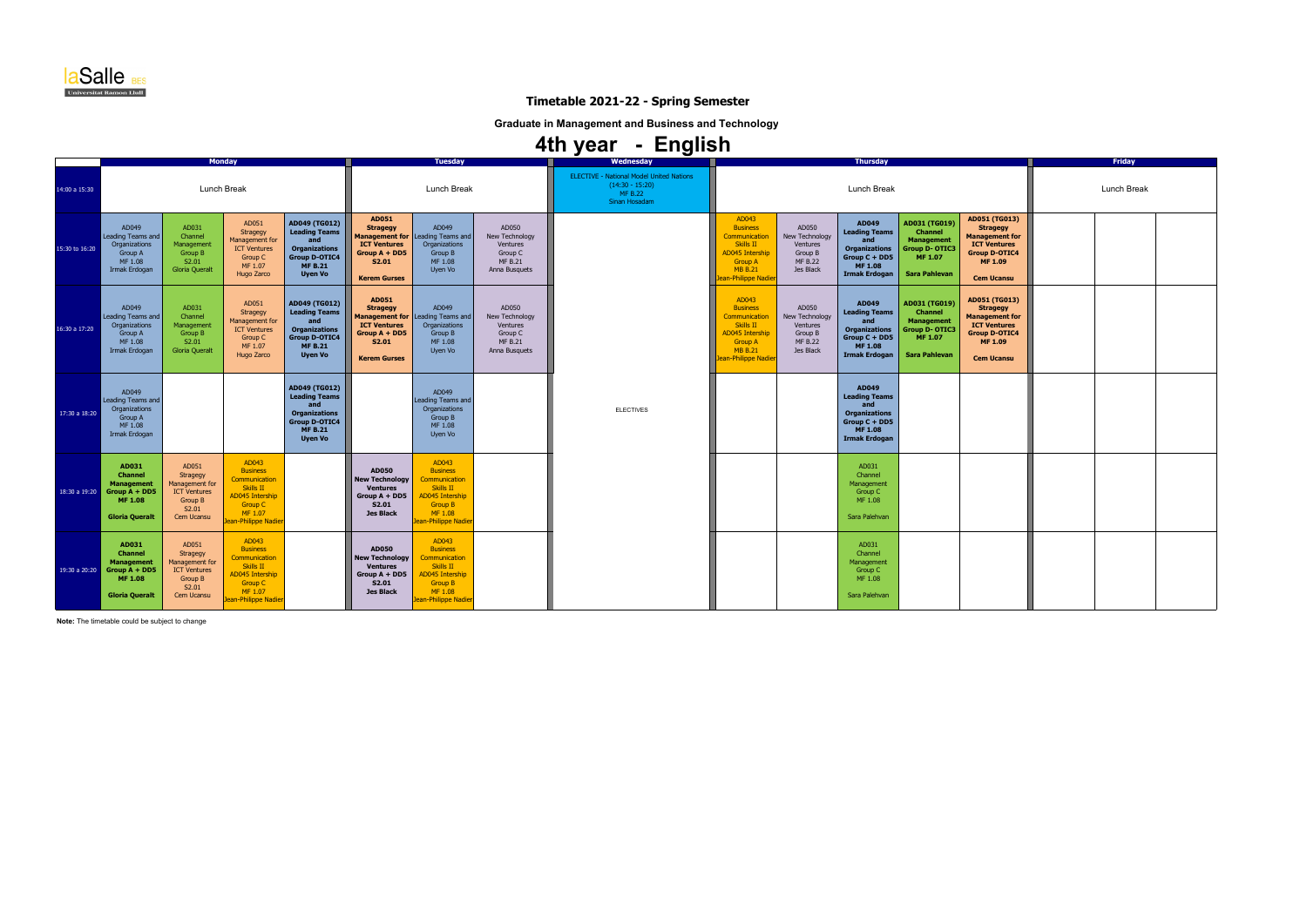laSalle BES
Universitat Ramon Llull

## Timetable 2021-22 - Spring Semester

### Graduate in Management and Business and Technology

# 4th year - English

| | Monday | | | | Tuesday | | | Wednesday | Thursday | | | | | Friday | | |
|---|---|---|---|---|---|---|---|---|---|---|---|---|---|---|---|---|
| 14:00 a 15:30 | Lunch Break | | | | Lunch Break | | | ELECTIVE - National Model United Nations (14:30 - 15:20) MF B.22 Sinan Hosadam | Lunch Break | | | | | Lunch Break | | |
| 15:30 to 16:20 | AD049 Leading Teams and Organizations Group A MF 1.08 Irmak Erdogan | AD031 Channel Management Group B S2.01 Gloria Queralt | AD051 Stragegy Management for ICT Ventures Group C MF 1.07 Hugo Zarco | **AD049 (TG012) Leading Teams and Organizations Group D-OTIC4 MF B.21 Uyen Vo** | **AD051 Stragegy Management for ICT Ventures Group A + DD5 S2.01 Kerem Gurses** | AD049 Leading Teams and Organizations Group B MF 1.08 Uyen Vo | AD050 New Technology Ventures Group C MF B.21 Anna Busquets | | AD043 Business Communication Skills II AD045 Intership Group A MB B.21 Jean-Philippe Nadier | AD050 New Technology Ventures Group B MF B.22 Jes Black | **AD049 Leading Teams and Organizations Group C + DD5 MF 1.08 Irmak Erdogan** | **AD031 (TG019) Channel Management Group D- OTIC3 MF 1.07 Sara Pahlevan** | **AD051 (TG013) Stragegy Management for ICT Ventures Group D-OTIC4 MF 1.09 Cem Ucansu** | | | |
| 16:30 a 17:20 | AD049 Leading Teams and Organizations Group A MF 1.08 Irmak Erdogan | AD031 Channel Management Group B S2.01 Gloria Queralt | AD051 Stragegy Management for ICT Ventures Group C MF 1.07 Hugo Zarco | **AD049 (TG012) Leading Teams and Organizations Group D-OTIC4 MF B.21 Uyen Vo** | **AD051 Stragegy Management for ICT Ventures Group A + DD5 S2.01 Kerem Gurses** | AD049 Leading Teams and Organizations Group B MF 1.08 Uyen Vo | AD050 New Technology Ventures Group C MF B.21 Anna Busquets | | AD043 Business Communication Skills II AD045 Intership Group A MB B.21 Jean-Philippe Nadier | AD050 New Technology Ventures Group B MF B.22 Jes Black | **AD049 Leading Teams and Organizations Group C + DD5 MF 1.08 Irmak Erdogan** | **AD031 (TG019) Channel Management Group D- OTIC3 MF 1.07 Sara Pahlevan** | **AD051 (TG013) Stragegy Management for ICT Ventures Group D-OTIC4 MF 1.09 Cem Ucansu** | | | |
| 17:30 a 18:20 | AD049 Leading Teams and Organizations Group A MF 1.08 Irmak Erdogan | | | **AD049 (TG012) Leading Teams and Organizations Group D-OTIC4 MF B.21 Uyen Vo** | | AD049 Leading Teams and Organizations Group B MF 1.08 Uyen Vo | | ELECTIVES | | | **AD049 Leading Teams and Organizations Group C + DD5 MF 1.08 Irmak Erdogan** | | | | | |
| 18:30 a 19:20 | **AD031 Channel Management Group A + DD5 MF 1.08 Gloria Queralt** | AD051 Stragegy Management for ICT Ventures Group B S2.01 Cem Ucansu | AD043 Business Communication Skills II AD045 Intership Group C MF 1.07 Jean-Philippe Nadier | | **AD050 New Technology Ventures Group A + DD5 S2.01 Jes Black** | AD043 Business Communication Skills II AD045 Intership Group B MF 1.08 Jean-Philippe Nadier | | | | | AD031 Channel Management Group C MF 1.08 Sara Palehvan | | | | | |
| 19:30 a 20:20 | **AD031 Channel Management Group A + DD5 MF 1.08 Gloria Queralt** | AD051 Stragegy Management for ICT Ventures Group B S2.01 Cem Ucansu | AD043 Business Communication Skills II AD045 Intership Group C MF 1.07 Jean-Philippe Nadier | | **AD050 New Technology Ventures Group A + DD5 S2.01 Jes Black** | AD043 Business Communication Skills II AD045 Intership Group B MF 1.08 Jean-Philippe Nadier | | | | | AD031 Channel Management Group C MF 1.08 Sara Palehvan | | | | | |

**Note:** The timetable could be subject to change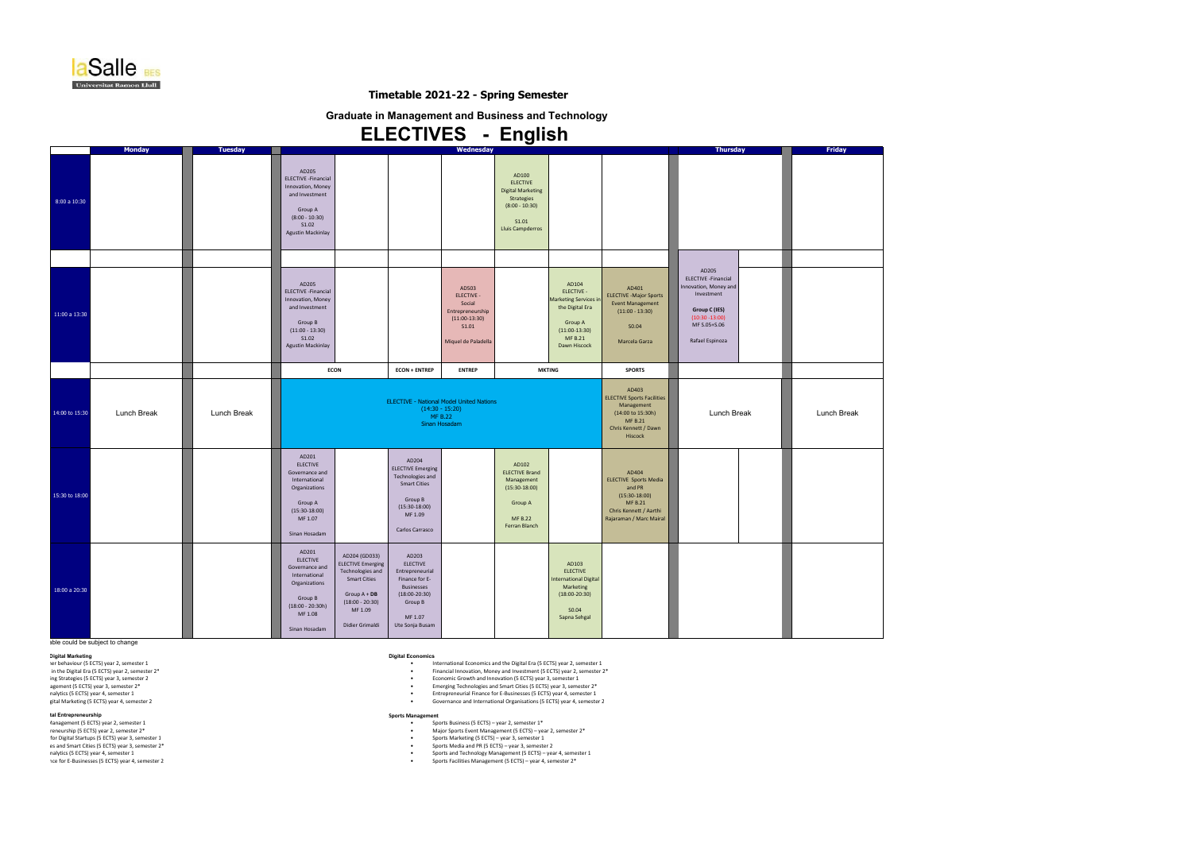Timetable 2021-22 - Spring Semester

Graduate in Management and Business and Technology

# ELECTIVES - English

| | Monday | Tuesday | Wednesday | | | | | | | Thursday | | Friday |
|---|---|---|---|---|---|---|---|---|---|---|---|---|
| 8:00 a 10:30 | | | AD205 ELECTIVE -Financial Innovation, Money and Investment Group A (8:00 - 10:30) S1.02 Agustin Mackinlay | | | | AD100 ELECTIVE Digital Marketing Strategies (8:00 - 10:30) S1.01 Lluis Campderros | | | | | |
| | | | | | | | | | | AD205 ELECTIVE -Financial Innovation, Money and Investment Group C (IES) (10:30 -13:00) MF 5.05+5.06 Rafael Espinoza | | |
| 11:00 a 13:30 | | | AD205 ELECTIVE -Financial Innovation, Money and Investment Group B (11:00 - 13:30) S1.02 Agustin Mackinlay | | | AD503 ELECTIVE - Social Entrepreneurship (11:00-13:30) S1.01 Miquel de Paladella | | AD104 ELECTIVE - Marketing Services in the Digital Era Group A (11:00-13:30) MF B.21 Dawn Hiscock | AD401 ELECTIVE -Major Sports Event Management (11:00 - 13:30) S0.04 Marcela Garza | | | |
| | | | ECON | | ECON + ENTREP | ENTREP | MKTING | | SPORTS | | | |
| 14:00 to 15:30 | Lunch Break | Lunch Break | ELECTIVE - National Model United Nations (14:30 – 15:20) MF B.22 Sinan Hosadam | | | | | | AD403 ELECTIVE Sports Facilities Management (14:00 to 15:30h) MF B.21 Chris Kennett / Dawn Hiscock | Lunch Break | | Lunch Break |
| 15:30 to 18:00 | | | AD201 ELECTIVE Governance and International Organizations Group A (15:30-18:00) MF 1.07 Sinan Hosadam | | AD204 ELECTIVE Emerging Technologies and Smart Cities Group B (15:30-18:00) MF 1.09 Carlos Carrasco | | AD102 ELECTIVE Brand Management (15:30-18:00) Group A MF B.22 Ferran Blanch | | AD404 ELECTIVE Sports Media and PR (15:30-18:00) MF B.21 Chris Kennett / Aarthi Rajaraman / Marc Mairal | | | |
| 18:00 a 20:30 | | | AD201 ELECTIVE Governance and International Organizations Group B (18:00 - 20:30h) MF 1.08 Sinan Hosadam | AD204 (GD033) ELECTIVE Emerging Technologies and Smart Cities Group A + DB (18:00 - 20:30) MF 1.09 Didier Grimaldi | AD203 ELECTIVE Entrepreneurial Finance for E-Businesses (18:00-20:30) Group B MF 1.07 Ute Sonja Busam | | | AD103 ELECTIVE International Digital Marketing (18:00-20:30) S0.04 Sapna Sehgal | | | | |

able could be subject to change

**Digital Marketing**
- ner behaviour (5 ECTS) year 2, semester 1
- in the Digital Era (5 ECTS) year 2, semester 2*
- ing Strategies (5 ECTS) year 3, semester 2
- agement (5 ECTS) year 3, semester 2*
- nalytics (5 ECTS) year 4, semester 1
- gital Marketing (5 ECTS) year 4, semester 2

**tal Entrepreneurship**
- Management (5 ECTS) year 2, semester 1
- reneurship (5 ECTS) year 2, semester 2*
- for Digital Startups (5 ECTS) year 3, semester 1
- es and Smart Cities (5 ECTS) year 3, semester 2*
- nalytics (5 ECTS) year 4, semester 1
- nce for E-Businesses (5 ECTS) year 4, semester 2

**Digital Economics**
- International Economics and the Digital Era (5 ECTS) year 2, semester 1
- Financial Innovation, Money and Investment (5 ECTS) year 2, semester 2*
- Economic Growth and Innovation (5 ECTS) year 3, semester 1
- Emerging Technologies and Smart Cities (5 ECTS) year 3, semester 2*
- Entrepreneurial Finance for E-Businesses (5 ECTS) year 4, semester 1
- Governance and International Organisations (5 ECTS) year 4, semester 2

**Sports Management**
- Sports Business (5 ECTS) – year 2, semester 1*
- Major Sports Event Management (5 ECTS) – year 2, semester 2*
- Sports Marketing (5 ECTS) – year 3, semester 1
- Sports Media and PR (5 ECTS) – year 3, semester 2
- Sports and Technology Management (5 ECTS) – year 4, semester 1
- Sports Facilities Management (5 ECTS) – year 4, semester 2*